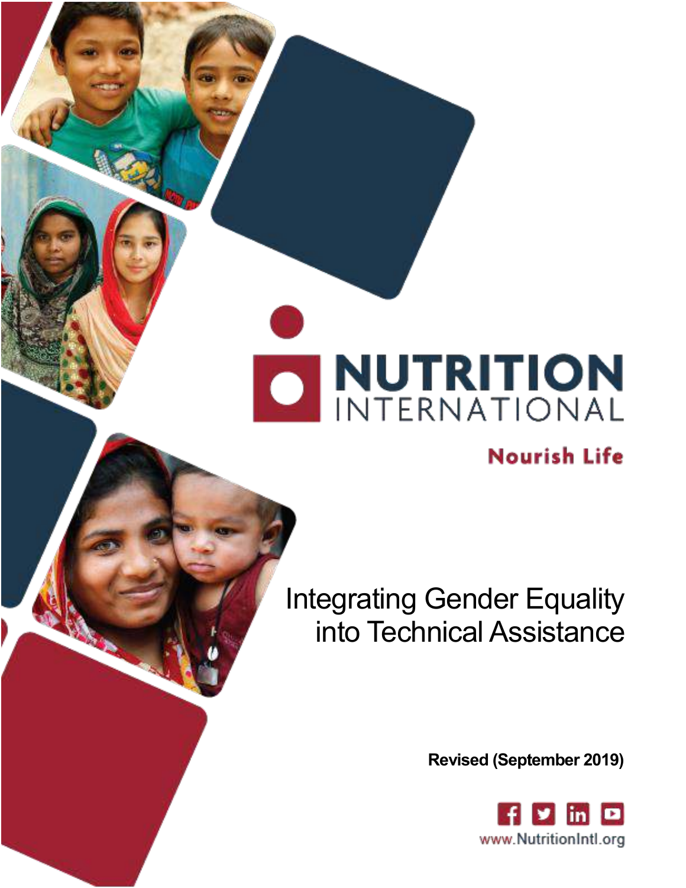NUTRITION INTERNATIONAL

Nourish Life

# Integrating Gender Equality into Technical Assistance

**Revised (September 2019)**

www.NutritionIntl.org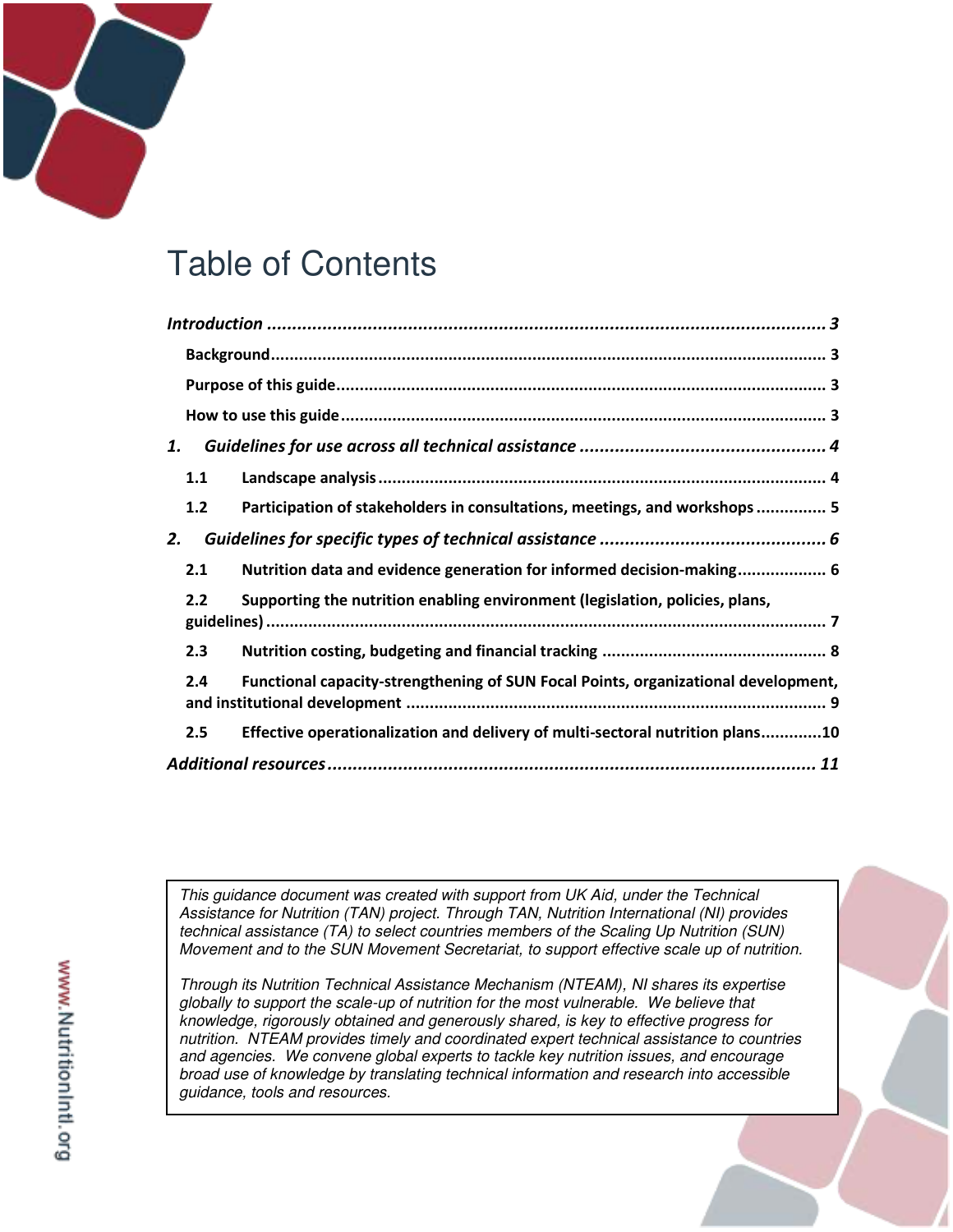# Table of Contents

*Introduction* ........................................................................................................ *3*

- **Background** ........................................................................................................ 3
- **Purpose of this guide** ........................................................................................... 3
- **How to use this guide** .......................................................................................... 3

***1. Guidelines for use across all technical assistance*** ........................................... *4*

- **1.1 Landscape analysis** .......................................................................................... 4
- **1.2 Participation of stakeholders in consultations, meetings, and workshops** ............... 5

***2. Guidelines for specific types of technical assistance*** ......................................... *6*

- **2.1 Nutrition data and evidence generation for informed decision-making** ................... 6
- **2.2 Supporting the nutrition enabling environment (legislation, policies, plans, guidelines)** ........................................................................................................ 7
- **2.3 Nutrition costing, budgeting and financial tracking** ................................................ 8
- **2.4 Functional capacity-strengthening of SUN Focal Points, organizational development, and institutional development** ........................................................................ 9
- **2.5 Effective operationalization and delivery of multi-sectoral nutrition plans** .............10

***Additional resources*** ................................................................................................ *11*

*This guidance document was created with support from UK Aid, under the Technical Assistance for Nutrition (TAN) project. Through TAN, Nutrition International (NI) provides technical assistance (TA) to select countries members of the Scaling Up Nutrition (SUN) Movement and to the SUN Movement Secretariat, to support effective scale up of nutrition.*

*Through its Nutrition Technical Assistance Mechanism (NTEAM), NI shares its expertise globally to support the scale-up of nutrition for the most vulnerable. We believe that knowledge, rigorously obtained and generously shared, is key to effective progress for nutrition. NTEAM provides timely and coordinated expert technical assistance to countries and agencies. We convene global experts to tackle key nutrition issues, and encourage broad use of knowledge by translating technical information and research into accessible guidance, tools and resources.*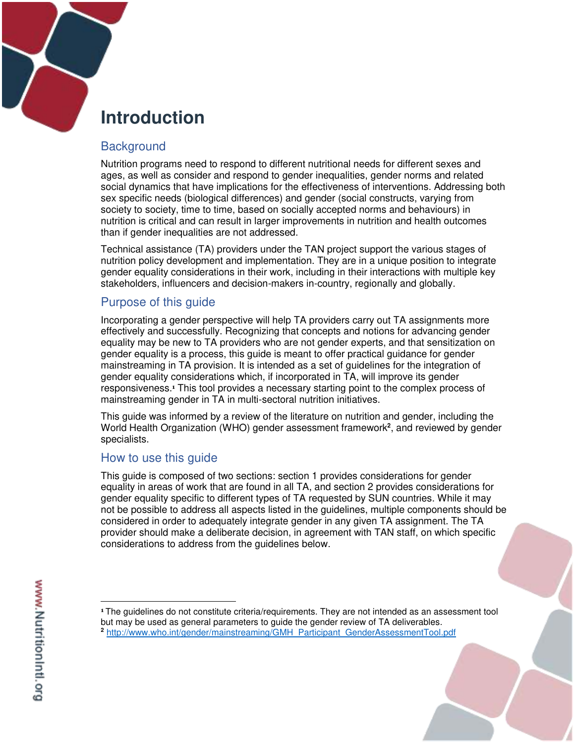# Introduction

## Background

Nutrition programs need to respond to different nutritional needs for different sexes and ages, as well as consider and respond to gender inequalities, gender norms and related social dynamics that have implications for the effectiveness of interventions. Addressing both sex specific needs (biological differences) and gender (social constructs, varying from society to society, time to time, based on socially accepted norms and behaviours) in nutrition is critical and can result in larger improvements in nutrition and health outcomes than if gender inequalities are not addressed.

Technical assistance (TA) providers under the TAN project support the various stages of nutrition policy development and implementation. They are in a unique position to integrate gender equality considerations in their work, including in their interactions with multiple key stakeholders, influencers and decision-makers in-country, regionally and globally.

## Purpose of this guide

Incorporating a gender perspective will help TA providers carry out TA assignments more effectively and successfully. Recognizing that concepts and notions for advancing gender equality may be new to TA providers who are not gender experts, and that sensitization on gender equality is a process, this guide is meant to offer practical guidance for gender mainstreaming in TA provision. It is intended as a set of guidelines for the integration of gender equality considerations which, if incorporated in TA, will improve its gender responsiveness.[1] This tool provides a necessary starting point to the complex process of mainstreaming gender in TA in multi-sectoral nutrition initiatives.

This guide was informed by a review of the literature on nutrition and gender, including the World Health Organization (WHO) gender assessment framework[2], and reviewed by gender specialists.

## How to use this guide

This guide is composed of two sections: section 1 provides considerations for gender equality in areas of work that are found in all TA, and section 2 provides considerations for gender equality specific to different types of TA requested by SUN countries. While it may not be possible to address all aspects listed in the guidelines, multiple components should be considered in order to adequately integrate gender in any given TA assignment. The TA provider should make a deliberate decision, in agreement with TAN staff, on which specific considerations to address from the guidelines below.

---

[1] The guidelines do not constitute criteria/requirements. They are not intended as an assessment tool but may be used as general parameters to guide the gender review of TA deliverables.

[2] http://www.who.int/gender/mainstreaming/GMH_Participant_GenderAssessmentTool.pdf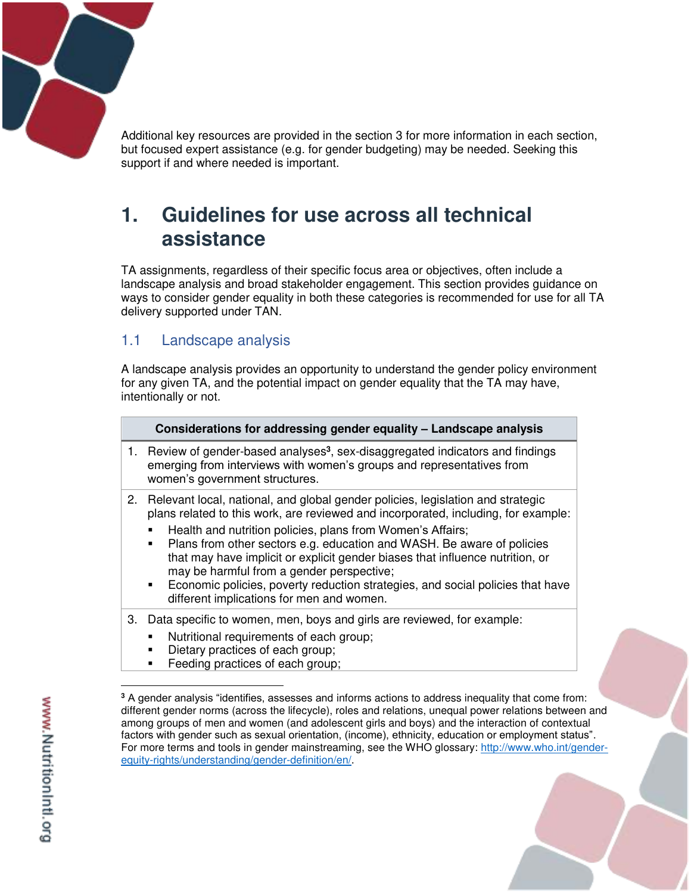Additional key resources are provided in the section 3 for more information in each section, but focused expert assistance (e.g. for gender budgeting) may be needed. Seeking this support if and where needed is important.

# 1. Guidelines for use across all technical assistance

TA assignments, regardless of their specific focus area or objectives, often include a landscape analysis and broad stakeholder engagement. This section provides guidance on ways to consider gender equality in both these categories is recommended for use for all TA delivery supported under TAN.

## 1.1 Landscape analysis

A landscape analysis provides an opportunity to understand the gender policy environment for any given TA, and the potential impact on gender equality that the TA may have, intentionally or not.

| Considerations for addressing gender equality – Landscape analysis |
|---|
| 1. Review of gender-based analyses[3], sex-disaggregated indicators and findings emerging from interviews with women's groups and representatives from women's government structures. |
| 2. Relevant local, national, and global gender policies, legislation and strategic plans related to this work, are reviewed and incorporated, including, for example: <br>▪ Health and nutrition policies, plans from Women's Affairs; <br>▪ Plans from other sectors e.g. education and WASH. Be aware of policies that may have implicit or explicit gender biases that influence nutrition, or may be harmful from a gender perspective; <br>▪ Economic policies, poverty reduction strategies, and social policies that have different implications for men and women. |
| 3. Data specific to women, men, boys and girls are reviewed, for example: <br>▪ Nutritional requirements of each group; <br>▪ Dietary practices of each group; <br>▪ Feeding practices of each group; |

[3] A gender analysis "identifies, assesses and informs actions to address inequality that come from: different gender norms (across the lifecycle), roles and relations, unequal power relations between and among groups of men and women (and adolescent girls and boys) and the interaction of contextual factors with gender such as sexual orientation, (income), ethnicity, education or employment status". For more terms and tools in gender mainstreaming, see the WHO glossary: http://www.who.int/gender-equity-rights/understanding/gender-definition/en/.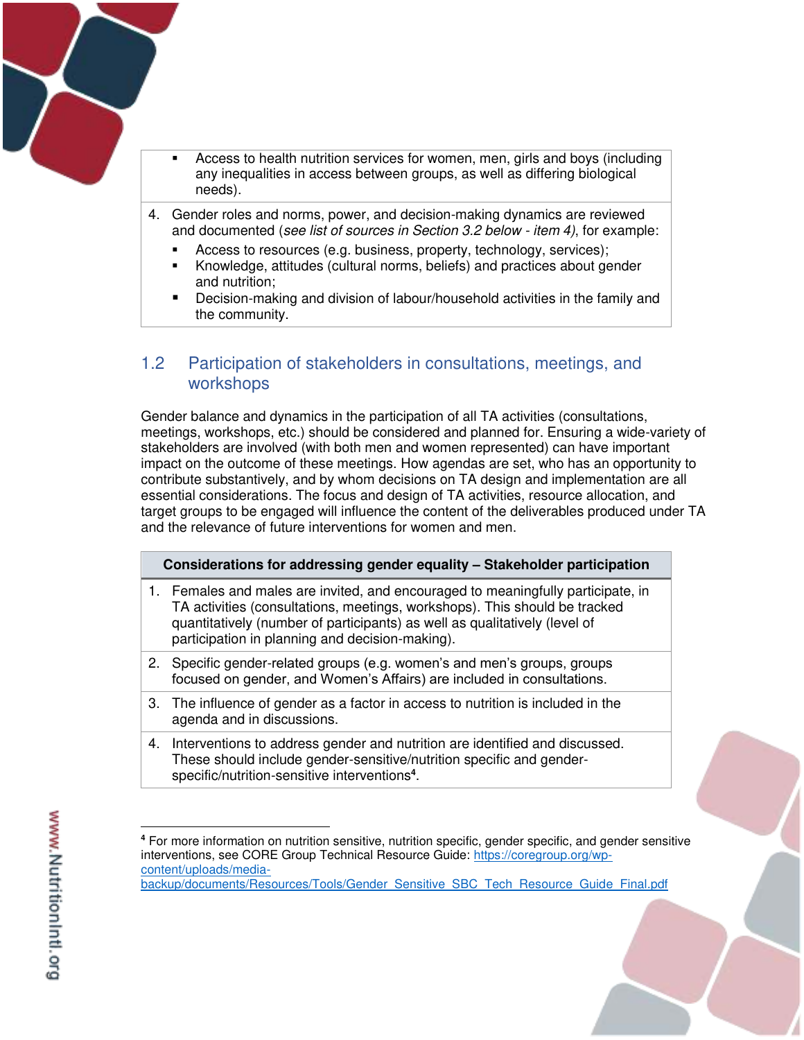| |
|---|
| ▪ Access to health nutrition services for women, men, girls and boys (including any inequalities in access between groups, as well as differing biological needs). |
| 4. Gender roles and norms, power, and decision-making dynamics are reviewed and documented (*see list of sources in Section 3.2 below - item 4)*, for example:<br>▪ Access to resources (e.g. business, property, technology, services);<br>▪ Knowledge, attitudes (cultural norms, beliefs) and practices about gender and nutrition;<br>▪ Decision-making and division of labour/household activities in the family and the community. |

## 1.2 Participation of stakeholders in consultations, meetings, and workshops

Gender balance and dynamics in the participation of all TA activities (consultations, meetings, workshops, etc.) should be considered and planned for. Ensuring a wide-variety of stakeholders are involved (with both men and women represented) can have important impact on the outcome of these meetings. How agendas are set, who has an opportunity to contribute substantively, and by whom decisions on TA design and implementation are all essential considerations. The focus and design of TA activities, resource allocation, and target groups to be engaged will influence the content of the deliverables produced under TA and the relevance of future interventions for women and men.

| **Considerations for addressing gender equality – Stakeholder participation** |
|---|
| 1. Females and males are invited, and encouraged to meaningfully participate, in TA activities (consultations, meetings, workshops). This should be tracked quantitatively (number of participants) as well as qualitatively (level of participation in planning and decision-making). |
| 2. Specific gender-related groups (e.g. women's and men's groups, groups focused on gender, and Women's Affairs) are included in consultations. |
| 3. The influence of gender as a factor in access to nutrition is included in the agenda and in discussions. |
| 4. Interventions to address gender and nutrition are identified and discussed. These should include gender-sensitive/nutrition specific and gender-specific/nutrition-sensitive interventions[4]. |

[4] For more information on nutrition sensitive, nutrition specific, gender specific, and gender sensitive interventions, see CORE Group Technical Resource Guide: https://coregroup.org/wp-content/uploads/media-backup/documents/Resources/Tools/Gender_Sensitive_SBC_Tech_Resource_Guide_Final.pdf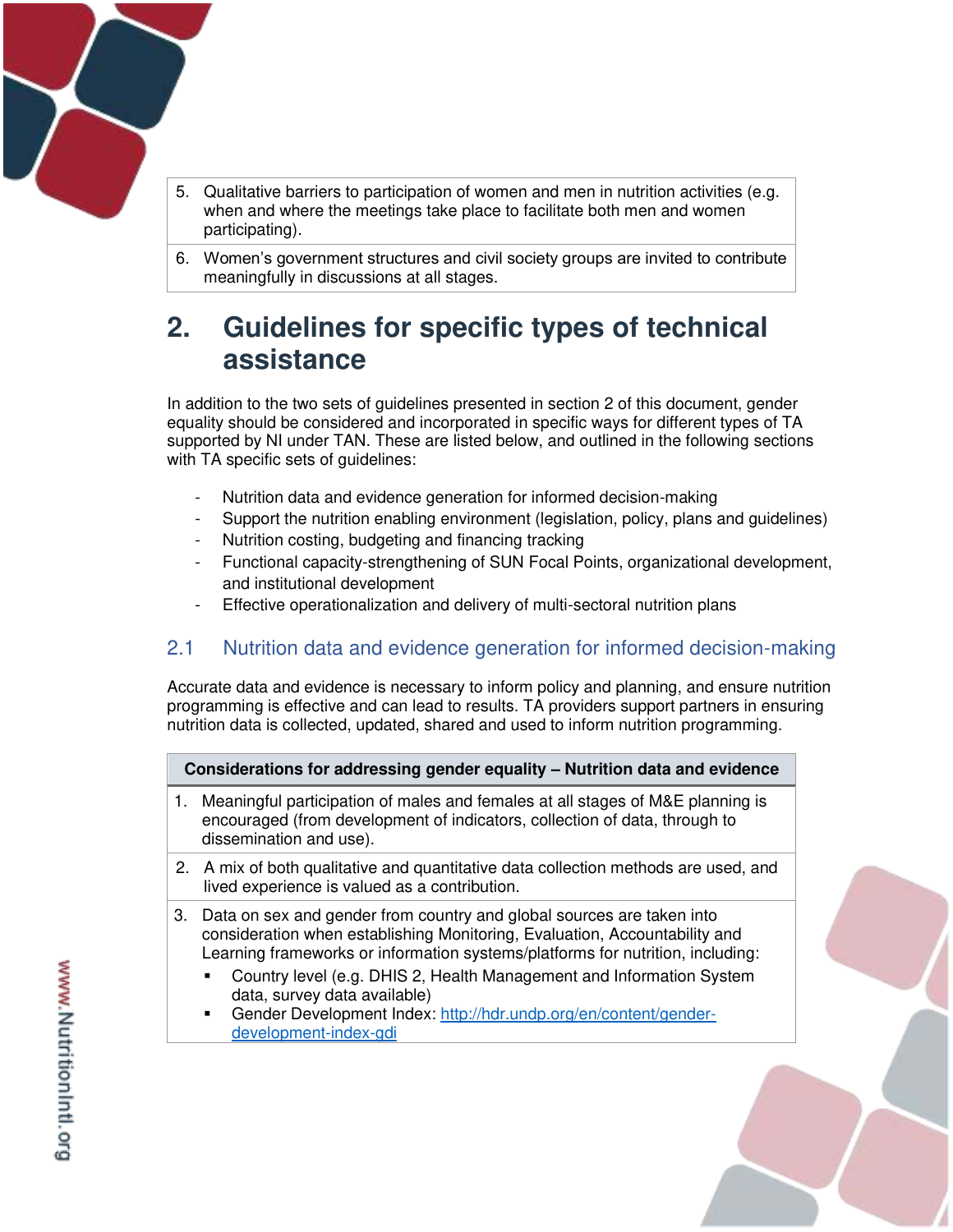| | |
|---|---|
| 5. | Qualitative barriers to participation of women and men in nutrition activities (e.g. when and where the meetings take place to facilitate both men and women participating). |
| 6. | Women's government structures and civil society groups are invited to contribute meaningfully in discussions at all stages. |

# 2. Guidelines for specific types of technical assistance

In addition to the two sets of guidelines presented in section 2 of this document, gender equality should be considered and incorporated in specific ways for different types of TA supported by NI under TAN. These are listed below, and outlined in the following sections with TA specific sets of guidelines:

- Nutrition data and evidence generation for informed decision-making
- Support the nutrition enabling environment (legislation, policy, plans and guidelines)
- Nutrition costing, budgeting and financing tracking
- Functional capacity-strengthening of SUN Focal Points, organizational development, and institutional development
- Effective operationalization and delivery of multi-sectoral nutrition plans

## 2.1 Nutrition data and evidence generation for informed decision-making

Accurate data and evidence is necessary to inform policy and planning, and ensure nutrition programming is effective and can lead to results. TA providers support partners in ensuring nutrition data is collected, updated, shared and used to inform nutrition programming.

| **Considerations for addressing gender equality – Nutrition data and evidence** |
|---|
| 1. Meaningful participation of males and females at all stages of M&E planning is encouraged (from development of indicators, collection of data, through to dissemination and use). |
| 2. A mix of both qualitative and quantitative data collection methods are used, and lived experience is valued as a contribution. |
| 3. Data on sex and gender from country and global sources are taken into consideration when establishing Monitoring, Evaluation, Accountability and Learning frameworks or information systems/platforms for nutrition, including: <br>▪ Country level (e.g. DHIS 2, Health Management and Information System data, survey data available) <br>▪ Gender Development Index: http://hdr.undp.org/en/content/gender-development-index-gdi |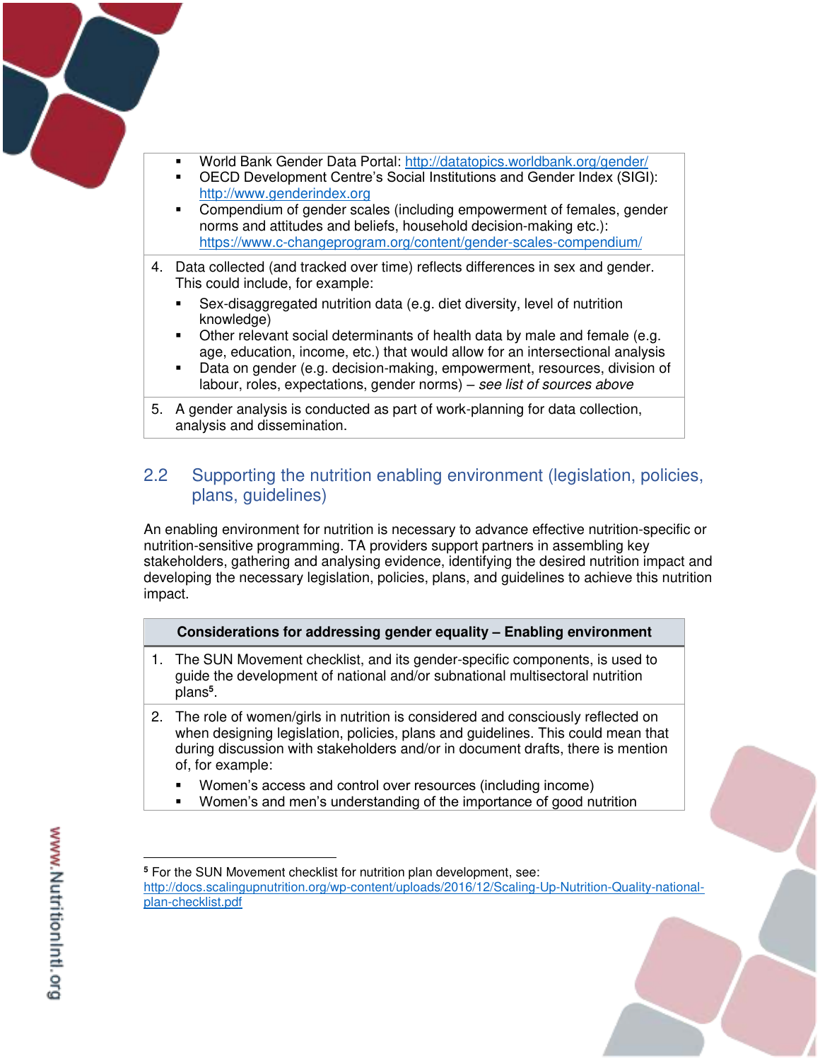| |
|---|
| ▪ World Bank Gender Data Portal: http://datatopics.worldbank.org/gender/<br>▪ OECD Development Centre's Social Institutions and Gender Index (SIGI): http://www.genderindex.org<br>▪ Compendium of gender scales (including empowerment of females, gender norms and attitudes and beliefs, household decision-making etc.): https://www.c-changeprogram.org/content/gender-scales-compendium/ |
| 4. Data collected (and tracked over time) reflects differences in sex and gender. This could include, for example:<br>▪ Sex-disaggregated nutrition data (e.g. diet diversity, level of nutrition knowledge)<br>▪ Other relevant social determinants of health data by male and female (e.g. age, education, income, etc.) that would allow for an intersectional analysis<br>▪ Data on gender (e.g. decision-making, empowerment, resources, division of labour, roles, expectations, gender norms) – *see list of sources above* |
| 5. A gender analysis is conducted as part of work-planning for data collection, analysis and dissemination. |

## 2.2 Supporting the nutrition enabling environment (legislation, policies, plans, guidelines)

An enabling environment for nutrition is necessary to advance effective nutrition-specific or nutrition-sensitive programming. TA providers support partners in assembling key stakeholders, gathering and analysing evidence, identifying the desired nutrition impact and developing the necessary legislation, policies, plans, and guidelines to achieve this nutrition impact.

| **Considerations for addressing gender equality – Enabling environment** |
|---|
| 1. The SUN Movement checklist, and its gender-specific components, is used to guide the development of national and/or subnational multisectoral nutrition plans[5]. |
| 2. The role of women/girls in nutrition is considered and consciously reflected on when designing legislation, policies, plans and guidelines. This could mean that during discussion with stakeholders and/or in document drafts, there is mention of, for example:<br>▪ Women's access and control over resources (including income)<br>▪ Women's and men's understanding of the importance of good nutrition |

[5] For the SUN Movement checklist for nutrition plan development, see: http://docs.scalingupnutrition.org/wp-content/uploads/2016/12/Scaling-Up-Nutrition-Quality-national-plan-checklist.pdf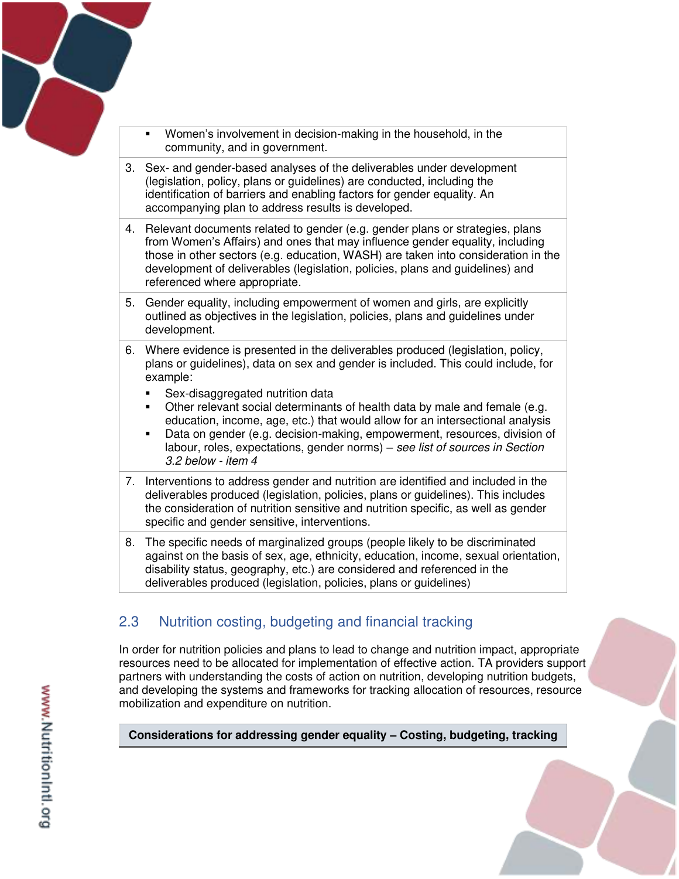| |
|---|
| ▪ Women's involvement in decision-making in the household, in the community, and in government. |
| 3. Sex- and gender-based analyses of the deliverables under development (legislation, policy, plans or guidelines) are conducted, including the identification of barriers and enabling factors for gender equality. An accompanying plan to address results is developed. |
| 4. Relevant documents related to gender (e.g. gender plans or strategies, plans from Women's Affairs) and ones that may influence gender equality, including those in other sectors (e.g. education, WASH) are taken into consideration in the development of deliverables (legislation, policies, plans and guidelines) and referenced where appropriate. |
| 5. Gender equality, including empowerment of women and girls, are explicitly outlined as objectives in the legislation, policies, plans and guidelines under development. |
| 6. Where evidence is presented in the deliverables produced (legislation, policy, plans or guidelines), data on sex and gender is included. This could include, for example: <br> ▪ Sex-disaggregated nutrition data <br> ▪ Other relevant social determinants of health data by male and female (e.g. education, income, age, etc.) that would allow for an intersectional analysis <br> ▪ Data on gender (e.g. decision-making, empowerment, resources, division of labour, roles, expectations, gender norms) – *see list of sources in Section 3.2 below - item 4* |
| 7. Interventions to address gender and nutrition are identified and included in the deliverables produced (legislation, policies, plans or guidelines). This includes the consideration of nutrition sensitive and nutrition specific, as well as gender specific and gender sensitive, interventions. |
| 8. The specific needs of marginalized groups (people likely to be discriminated against on the basis of sex, age, ethnicity, education, income, sexual orientation, disability status, geography, etc.) are considered and referenced in the deliverables produced (legislation, policies, plans or guidelines) |

## 2.3 Nutrition costing, budgeting and financial tracking

In order for nutrition policies and plans to lead to change and nutrition impact, appropriate resources need to be allocated for implementation of effective action. TA providers support partners with understanding the costs of action on nutrition, developing nutrition budgets, and developing the systems and frameworks for tracking allocation of resources, resource mobilization and expenditure on nutrition.

| **Considerations for addressing gender equality – Costing, budgeting, tracking** |
|---|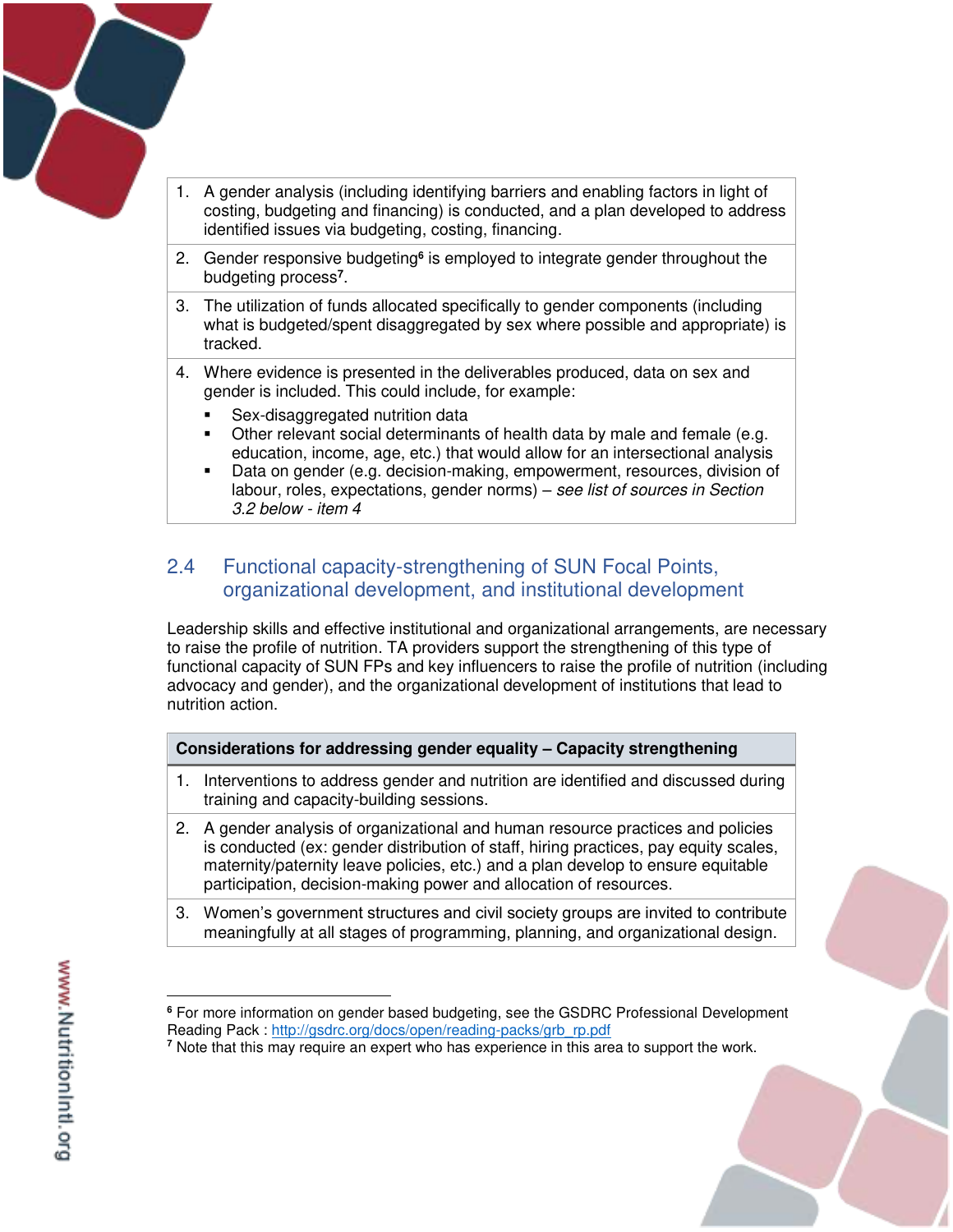| | |
|---|---|
| 1. | A gender analysis (including identifying barriers and enabling factors in light of costing, budgeting and financing) is conducted, and a plan developed to address identified issues via budgeting, costing, financing. |
| 2. | Gender responsive budgeting[6] is employed to integrate gender throughout the budgeting process[7]. |
| 3. | The utilization of funds allocated specifically to gender components (including what is budgeted/spent disaggregated by sex where possible and appropriate) is tracked. |
| 4. | Where evidence is presented in the deliverables produced, data on sex and gender is included. This could include, for example:<br>▪ Sex-disaggregated nutrition data<br>▪ Other relevant social determinants of health data by male and female (e.g. education, income, age, etc.) that would allow for an intersectional analysis<br>▪ Data on gender (e.g. decision-making, empowerment, resources, division of labour, roles, expectations, gender norms) – *see list of sources in Section 3.2 below - item 4* |

## 2.4 Functional capacity-strengthening of SUN Focal Points, organizational development, and institutional development

Leadership skills and effective institutional and organizational arrangements, are necessary to raise the profile of nutrition. TA providers support the strengthening of this type of functional capacity of SUN FPs and key influencers to raise the profile of nutrition (including advocacy and gender), and the organizational development of institutions that lead to nutrition action.

| **Considerations for addressing gender equality – Capacity strengthening** | |
|---|---|
| 1. | Interventions to address gender and nutrition are identified and discussed during training and capacity-building sessions. |
| 2. | A gender analysis of organizational and human resource practices and policies is conducted (ex: gender distribution of staff, hiring practices, pay equity scales, maternity/paternity leave policies, etc.) and a plan develop to ensure equitable participation, decision-making power and allocation of resources. |
| 3. | Women's government structures and civil society groups are invited to contribute meaningfully at all stages of programming, planning, and organizational design. |

[6] For more information on gender based budgeting, see the GSDRC Professional Development Reading Pack : http://gsdrc.org/docs/open/reading-packs/grb_rp.pdf

[7] Note that this may require an expert who has experience in this area to support the work.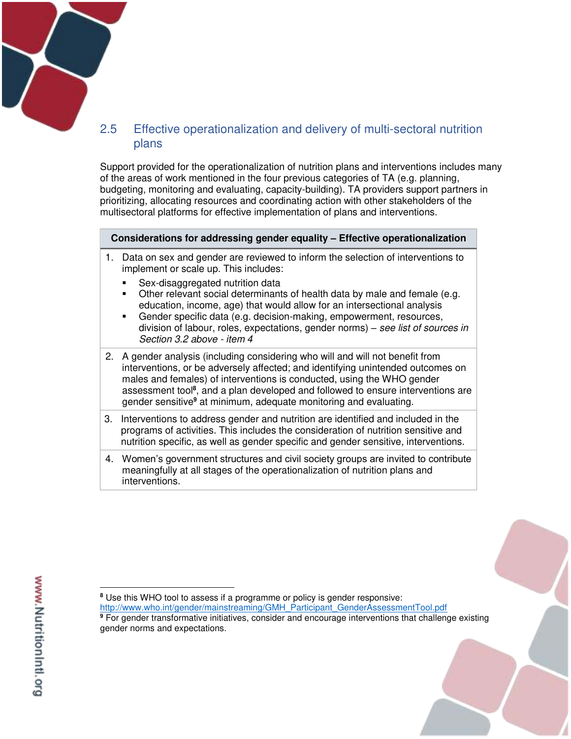## 2.5 Effective operationalization and delivery of multi-sectoral nutrition plans

Support provided for the operationalization of nutrition plans and interventions includes many of the areas of work mentioned in the four previous categories of TA (e.g. planning, budgeting, monitoring and evaluating, capacity-building). TA providers support partners in prioritizing, allocating resources and coordinating action with other stakeholders of the multisectoral platforms for effective implementation of plans and interventions.

| Considerations for addressing gender equality – Effective operationalization |
|---|
| 1. Data on sex and gender are reviewed to inform the selection of interventions to implement or scale up. This includes:<br>▪ Sex-disaggregated nutrition data<br>▪ Other relevant social determinants of health data by male and female (e.g. education, income, age) that would allow for an intersectional analysis<br>▪ Gender specific data (e.g. decision-making, empowerment, resources, division of labour, roles, expectations, gender norms) – *see list of sources in Section 3.2 above - item 4* |
| 2. A gender analysis (including considering who will and will not benefit from interventions, or be adversely affected; and identifying unintended outcomes on males and females) of interventions is conducted, using the WHO gender assessment tool[8], and a plan developed and followed to ensure interventions are gender sensitive[9] at minimum, adequate monitoring and evaluating. |
| 3. Interventions to address gender and nutrition are identified and included in the programs of activities. This includes the consideration of nutrition sensitive and nutrition specific, as well as gender specific and gender sensitive, interventions. |
| 4. Women's government structures and civil society groups are invited to contribute meaningfully at all stages of the operationalization of nutrition plans and interventions. |

[8] Use this WHO tool to assess if a programme or policy is gender responsive: http://www.who.int/gender/mainstreaming/GMH_Participant_GenderAssessmentTool.pdf

[9] For gender transformative initiatives, consider and encourage interventions that challenge existing gender norms and expectations.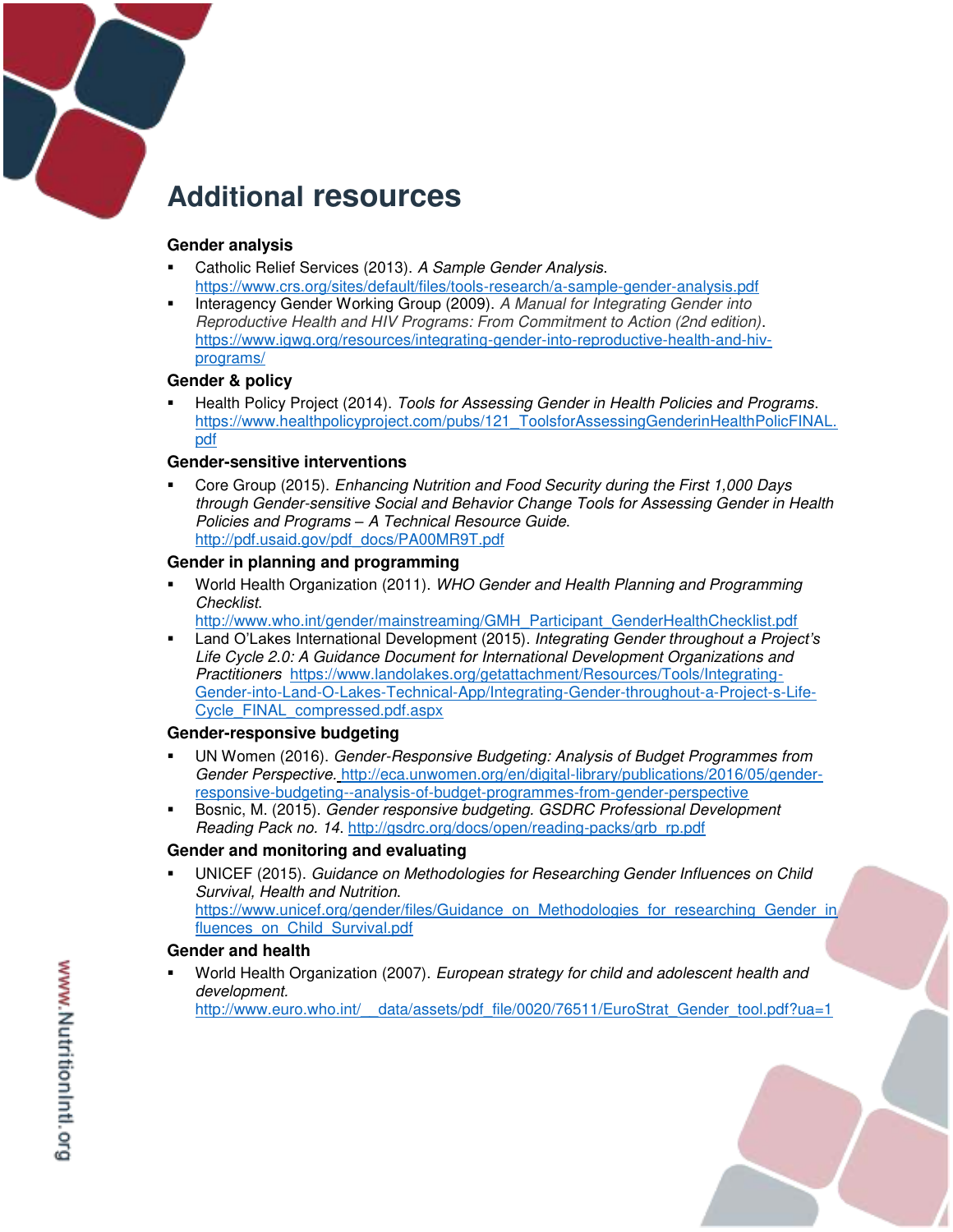# Additional resources

### Gender analysis

- Catholic Relief Services (2013). *A Sample Gender Analysis*. https://www.crs.org/sites/default/files/tools-research/a-sample-gender-analysis.pdf
- Interagency Gender Working Group (2009). *A Manual for Integrating Gender into Reproductive Health and HIV Programs: From Commitment to Action (2nd edition)*. https://www.igwg.org/resources/integrating-gender-into-reproductive-health-and-hiv-programs/

### Gender & policy

- Health Policy Project (2014). *Tools for Assessing Gender in Health Policies and Programs*. https://www.healthpolicyproject.com/pubs/121_ToolsforAssessingGenderinHealthPolicFINAL.pdf

### Gender-sensitive interventions

- Core Group (2015). *Enhancing Nutrition and Food Security during the First 1,000 Days through Gender-sensitive Social and Behavior Change Tools for Assessing Gender in Health Policies and Programs – A Technical Resource Guide*. http://pdf.usaid.gov/pdf_docs/PA00MR9T.pdf

### Gender in planning and programming

- World Health Organization (2011). *WHO Gender and Health Planning and Programming Checklist*. http://www.who.int/gender/mainstreaming/GMH_Participant_GenderHealthChecklist.pdf
- Land O'Lakes International Development (2015). *Integrating Gender throughout a Project's Life Cycle 2.0: A Guidance Document for International Development Organizations and Practitioners* https://www.landolakes.org/getattachment/Resources/Tools/Integrating-Gender-into-Land-O-Lakes-Technical-App/Integrating-Gender-throughout-a-Project-s-Life-Cycle_FINAL_compressed.pdf.aspx

### Gender-responsive budgeting

- UN Women (2016). *Gender-Responsive Budgeting: Analysis of Budget Programmes from Gender Perspective.* http://eca.unwomen.org/en/digital-library/publications/2016/05/gender-responsive-budgeting--analysis-of-budget-programmes-from-gender-perspective
- Bosnic, M. (2015). *Gender responsive budgeting. GSDRC Professional Development Reading Pack no. 14*. http://gsdrc.org/docs/open/reading-packs/grb_rp.pdf

### Gender and monitoring and evaluating

- UNICEF (2015). *Guidance on Methodologies for Researching Gender Influences on Child Survival, Health and Nutrition*. https://www.unicef.org/gender/files/Guidance_on_Methodologies_for_researching_Gender_influences_on_Child_Survival.pdf

### Gender and health

- World Health Organization (2007). *European strategy for child and adolescent health and development*. http://www.euro.who.int/__data/assets/pdf_file/0020/76511/EuroStrat_Gender_tool.pdf?ua=1